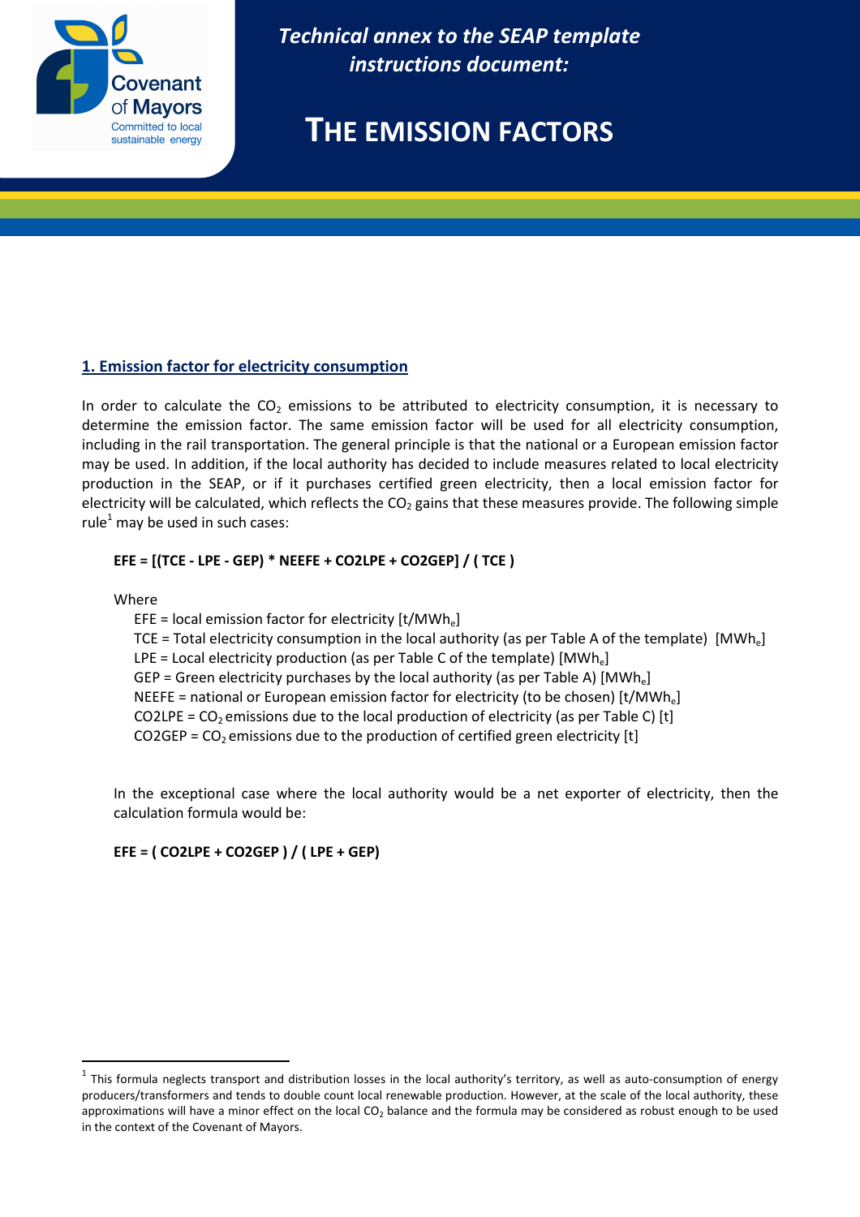*Technical annex to the SEAP template instructions document:*

# THE EMISSION FACTORS

## 1. Emission factor for electricity consumption

In order to calculate the $CO_2$ emissions to be attributed to electricity consumption, it is necessary to determine the emission factor. The same emission factor will be used for all electricity consumption, including in the rail transportation. The general principle is that the national or a European emission factor may be used. In addition, if the local authority has decided to include measures related to local electricity production in the SEAP, or if it purchases certified green electricity, then a local emission factor for electricity will be calculated, which reflects the $CO_2$ gains that these measures provide. The following simple rule[1] may be used in such cases:

**EFE = [(TCE - LPE - GEP) * NEEFE + CO2LPE + CO2GEP] / ( TCE )**

Where

- EFE = local emission factor for electricity [$t/MWh_e$]
- TCE = Total electricity consumption in the local authority (as per Table A of the template) [$MWh_e$]
- LPE = Local electricity production (as per Table C of the template) [$MWh_e$]
- GEP = Green electricity purchases by the local authority (as per Table A) [$MWh_e$]
- NEEFE = national or European emission factor for electricity (to be chosen) [$t/MWh_e$]
- CO2LPE = $CO_2$ emissions due to the local production of electricity (as per Table C) [t]
- CO2GEP = $CO_2$ emissions due to the production of certified green electricity [t]

In the exceptional case where the local authority would be a net exporter of electricity, then the calculation formula would be:

**EFE = ( CO2LPE + CO2GEP ) / ( LPE + GEP)**

[1] This formula neglects transport and distribution losses in the local authority's territory, as well as auto-consumption of energy producers/transformers and tends to double count local renewable production. However, at the scale of the local authority, these approximations will have a minor effect on the local $CO_2$ balance and the formula may be considered as robust enough to be used in the context of the Covenant of Mayors.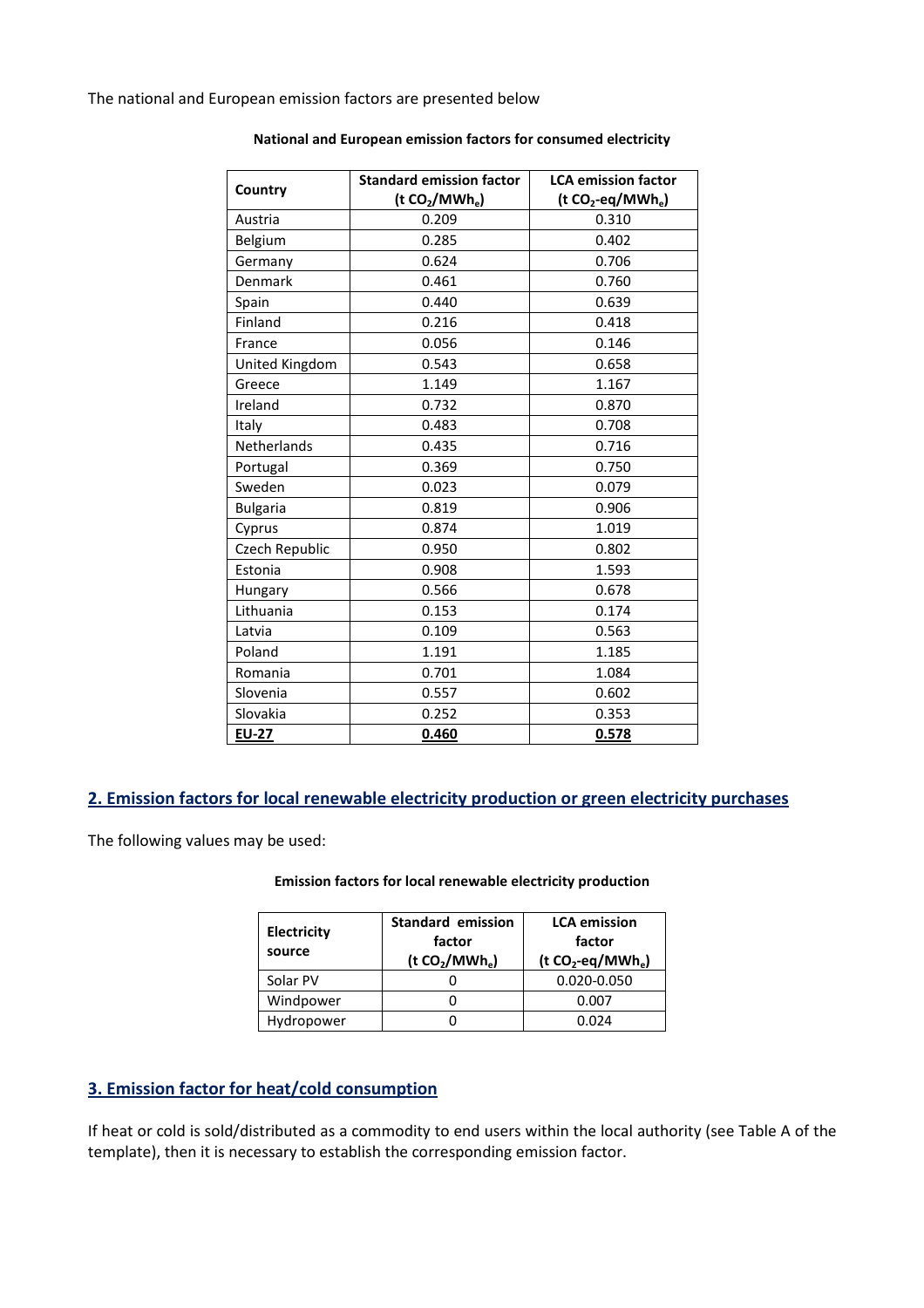The national and European emission factors are presented below

**National and European emission factors for consumed electricity**

| Country | Standard emission factor ($t\ CO_2/MWh_e$) | LCA emission factor ($t\ CO_2$-eq$/MWh_e$) |
|---|---|---|
| Austria | 0.209 | 0.310 |
| Belgium | 0.285 | 0.402 |
| Germany | 0.624 | 0.706 |
| Denmark | 0.461 | 0.760 |
| Spain | 0.440 | 0.639 |
| Finland | 0.216 | 0.418 |
| France | 0.056 | 0.146 |
| United Kingdom | 0.543 | 0.658 |
| Greece | 1.149 | 1.167 |
| Ireland | 0.732 | 0.870 |
| Italy | 0.483 | 0.708 |
| Netherlands | 0.435 | 0.716 |
| Portugal | 0.369 | 0.750 |
| Sweden | 0.023 | 0.079 |
| Bulgaria | 0.819 | 0.906 |
| Cyprus | 0.874 | 1.019 |
| Czech Republic | 0.950 | 0.802 |
| Estonia | 0.908 | 1.593 |
| Hungary | 0.566 | 0.678 |
| Lithuania | 0.153 | 0.174 |
| Latvia | 0.109 | 0.563 |
| Poland | 1.191 | 1.185 |
| Romania | 0.701 | 1.084 |
| Slovenia | 0.557 | 0.602 |
| Slovakia | 0.252 | 0.353 |
| **EU-27** | **0.460** | **0.578** |

## 2. Emission factors for local renewable electricity production or green electricity purchases

The following values may be used:

**Emission factors for local renewable electricity production**

| Electricity source | Standard emission factor ($t\ CO_2/MWh_e$) | LCA emission factor ($t\ CO_2$-eq$/MWh_e$) |
|---|---|---|
| Solar PV | 0 | 0.020-0.050 |
| Windpower | 0 | 0.007 |
| Hydropower | 0 | 0.024 |

## 3. Emission factor for heat/cold consumption

If heat or cold is sold/distributed as a commodity to end users within the local authority (see Table A of the template), then it is necessary to establish the corresponding emission factor.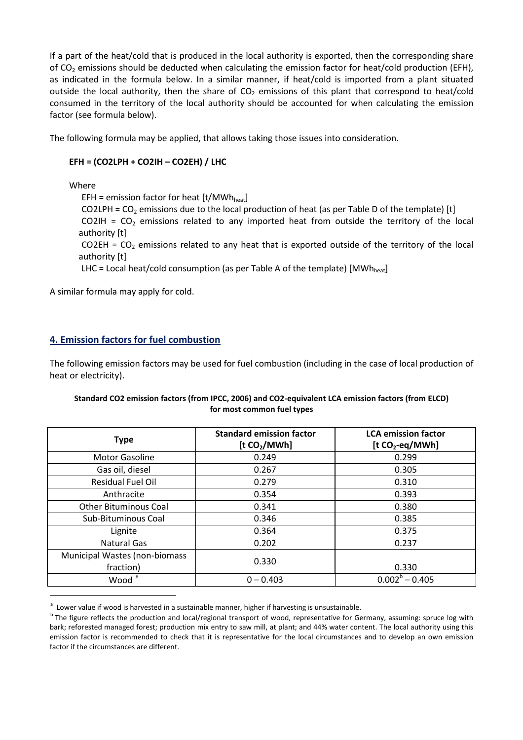If a part of the heat/cold that is produced in the local authority is exported, then the corresponding share of $CO_2$ emissions should be deducted when calculating the emission factor for heat/cold production (EFH), as indicated in the formula below. In a similar manner, if heat/cold is imported from a plant situated outside the local authority, then the share of $CO_2$ emissions of this plant that correspond to heat/cold consumed in the territory of the local authority should be accounted for when calculating the emission factor (see formula below).

The following formula may be applied, that allows taking those issues into consideration.

**EFH = (CO2LPH + CO2IH – CO2EH) / LHC**

Where

- EFH = emission factor for heat [t/$MWh_{heat}$]
- CO2LPH = $CO_2$ emissions due to the local production of heat (as per Table D of the template) [t]
- CO2IH = $CO_2$ emissions related to any imported heat from outside the territory of the local authority [t]
- CO2EH = $CO_2$ emissions related to any heat that is exported outside of the territory of the local authority [t]
- LHC = Local heat/cold consumption (as per Table A of the template) [$MWh_{heat}$]

A similar formula may apply for cold.

## 4. Emission factors for fuel combustion

The following emission factors may be used for fuel combustion (including in the case of local production of heat or electricity).

**Standard CO2 emission factors (from IPCC, 2006) and CO2-equivalent LCA emission factors (from ELCD) for most common fuel types**

| Type | Standard emission factor [t $CO_2$/MWh] | LCA emission factor [t $CO_2$-eq/MWh] |
|---|---|---|
| Motor Gasoline | 0.249 | 0.299 |
| Gas oil, diesel | 0.267 | 0.305 |
| Residual Fuel Oil | 0.279 | 0.310 |
| Anthracite | 0.354 | 0.393 |
| Other Bituminous Coal | 0.341 | 0.380 |
| Sub-Bituminous Coal | 0.346 | 0.385 |
| Lignite | 0.364 | 0.375 |
| Natural Gas | 0.202 | 0.237 |
| Municipal Wastes (non-biomass fraction) | 0.330 | 0.330 |
| Wood [a] | 0 – 0.403 | 0.002[b] – 0.405 |

[a] Lower value if wood is harvested in a sustainable manner, higher if harvesting is unsustainable.

[b] The figure reflects the production and local/regional transport of wood, representative for Germany, assuming: spruce log with bark; reforested managed forest; production mix entry to saw mill, at plant; and 44% water content. The local authority using this emission factor is recommended to check that it is representative for the local circumstances and to develop an own emission factor if the circumstances are different.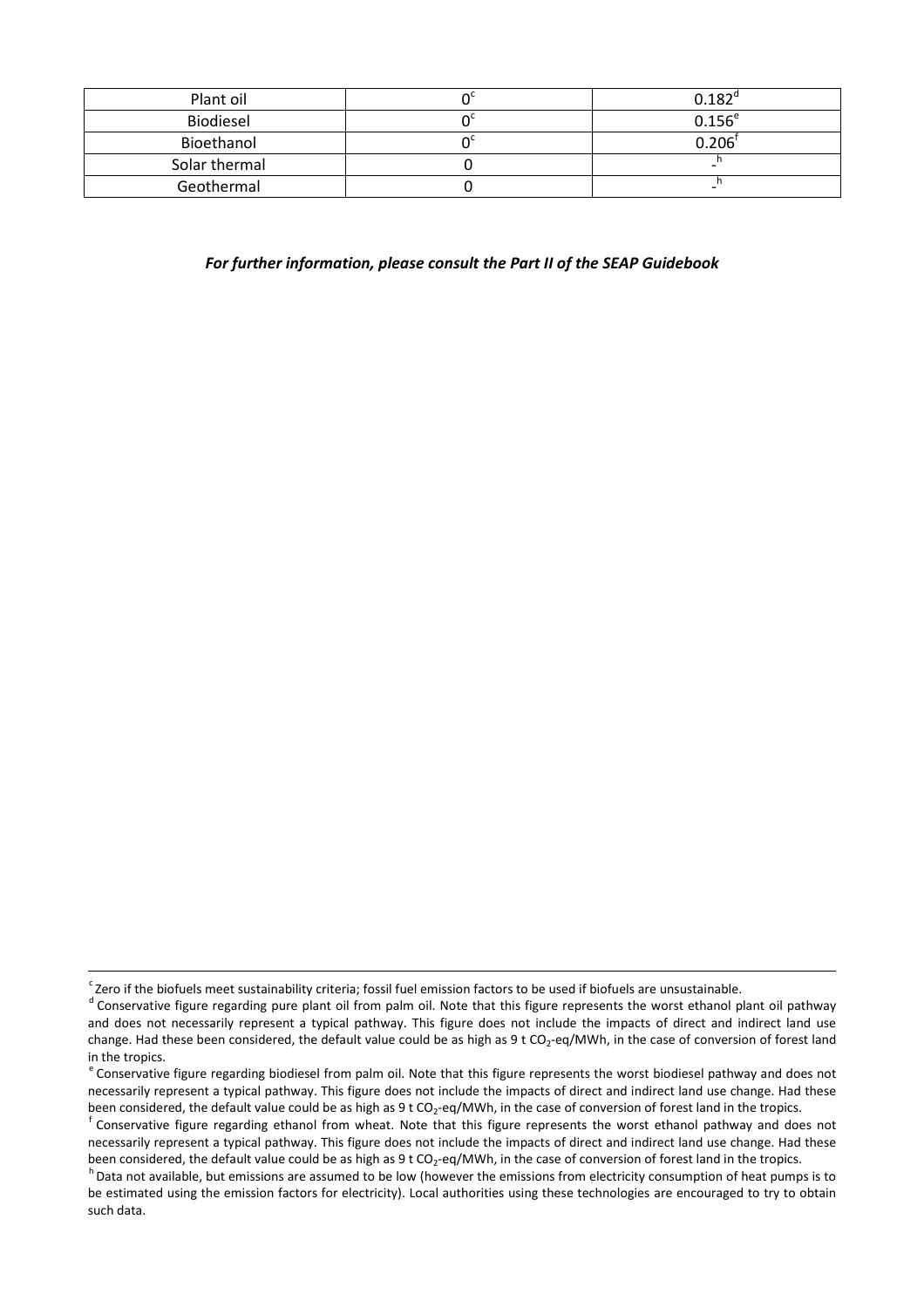| | | |
|---|---|---|
| Plant oil | 0[c] | 0.182[d] |
| Biodiesel | 0[c] | 0.156[e] |
| Bioethanol | 0[c] | 0.206[f] |
| Solar thermal | 0 | -[h] |
| Geothermal | 0 | -[h] |

***For further information, please consult the Part II of the SEAP Guidebook***

[c] Zero if the biofuels meet sustainability criteria; fossil fuel emission factors to be used if biofuels are unsustainable.

[d] Conservative figure regarding pure plant oil from palm oil. Note that this figure represents the worst ethanol plant oil pathway and does not necessarily represent a typical pathway. This figure does not include the impacts of direct and indirect land use change. Had these been considered, the default value could be as high as 9 t $CO_2$-eq/MWh, in the case of conversion of forest land in the tropics.

[e] Conservative figure regarding biodiesel from palm oil. Note that this figure represents the worst biodiesel pathway and does not necessarily represent a typical pathway. This figure does not include the impacts of direct and indirect land use change. Had these been considered, the default value could be as high as 9 t $CO_2$-eq/MWh, in the case of conversion of forest land in the tropics.

[f] Conservative figure regarding ethanol from wheat. Note that this figure represents the worst ethanol pathway and does not necessarily represent a typical pathway. This figure does not include the impacts of direct and indirect land use change. Had these been considered, the default value could be as high as 9 t $CO_2$-eq/MWh, in the case of conversion of forest land in the tropics.

[h] Data not available, but emissions are assumed to be low (however the emissions from electricity consumption of heat pumps is to be estimated using the emission factors for electricity). Local authorities using these technologies are encouraged to try to obtain such data.